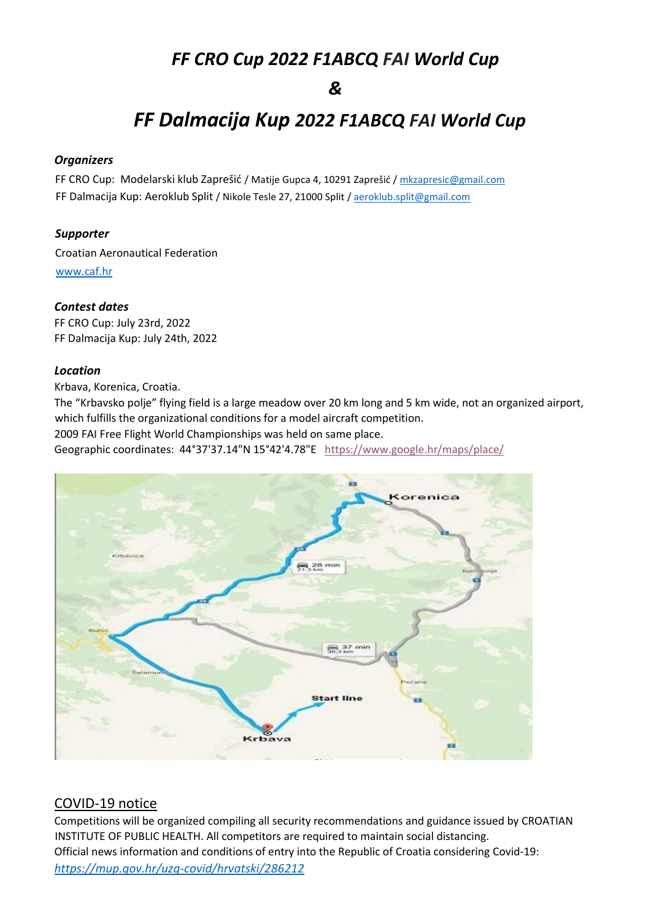# *FF CRO Cup 2022 F1ABCQ FAI World Cup*

# *&*

# *FF Dalmacija Kup 2022 F1ABCQ FAI World Cup*

### *Organizers*

FF CRO Cup: Modelarski klub Zaprešić / Matije Gupca 4, 10291 Zaprešić / mkzapresic@gmail.com
FF Dalmacija Kup: Aeroklub Split / Nikole Tesle 27, 21000 Split / aeroklub.split@gmail.com

### *Supporter*

Croatian Aeronautical Federation
www.caf.hr

### *Contest dates*

FF CRO Cup: July 23rd, 2022
FF Dalmacija Kup: July 24th, 2022

### *Location*

Krbava, Korenica, Croatia.
The "Krbavsko polje" flying field is a large meadow over 20 km long and 5 km wide, not an organized airport, which fulfills the organizational conditions for a model aircraft competition.
2009 FAI Free Flight World Championships was held on same place.
Geographic coordinates: 44°37'37.14"N 15°42'4.78"E https://www.google.hr/maps/place/

## COVID-19 notice

Competitions will be organized compiling all security recommendations and guidance issued by CROATIAN INSTITUTE OF PUBLIC HEALTH. All competitors are required to maintain social distancing.
Official news information and conditions of entry into the Republic of Croatia considering Covid-19:
*https://mup.gov.hr/uzg-covid/hrvatski/286212*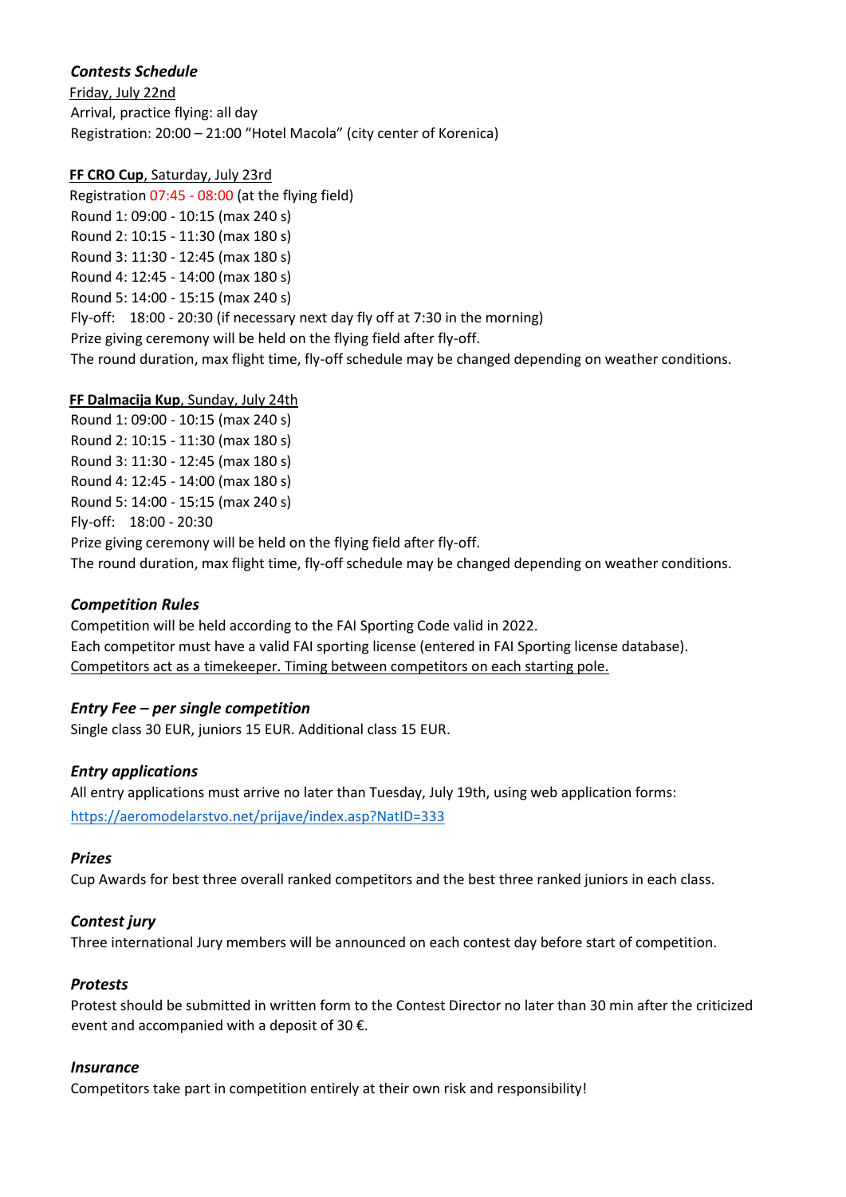### *Contests Schedule*

Friday, July 22nd

Arrival, practice flying: all day

Registration: 20:00 – 21:00 "Hotel Macola" (city center of Korenica)

**FF CRO Cup**, Saturday, July 23rd

Registration 07:45 - 08:00 (at the flying field)

Round 1: 09:00 - 10:15 (max 240 s)

Round 2: 10:15 - 11:30 (max 180 s)

Round 3: 11:30 - 12:45 (max 180 s)

Round 4: 12:45 - 14:00 (max 180 s)

Round 5: 14:00 - 15:15 (max 240 s)

Fly-off: 18:00 - 20:30 (if necessary next day fly off at 7:30 in the morning)

Prize giving ceremony will be held on the flying field after fly-off.

The round duration, max flight time, fly-off schedule may be changed depending on weather conditions.

**FF Dalmacija Kup**, Sunday, July 24th

Round 1: 09:00 - 10:15 (max 240 s)

Round 2: 10:15 - 11:30 (max 180 s)

Round 3: 11:30 - 12:45 (max 180 s)

Round 4: 12:45 - 14:00 (max 180 s)

Round 5: 14:00 - 15:15 (max 240 s)

Fly-off: 18:00 - 20:30

Prize giving ceremony will be held on the flying field after fly-off.

The round duration, max flight time, fly-off schedule may be changed depending on weather conditions.

### *Competition Rules*

Competition will be held according to the FAI Sporting Code valid in 2022.

Each competitor must have a valid FAI sporting license (entered in FAI Sporting license database).

Competitors act as a timekeeper. Timing between competitors on each starting pole.

### *Entry Fee – per single competition*

Single class 30 EUR, juniors 15 EUR. Additional class 15 EUR.

### *Entry applications*

All entry applications must arrive no later than Tuesday, July 19th, using web application forms:

https://aeromodelarstvo.net/prijave/index.asp?NatID=333

### *Prizes*

Cup Awards for best three overall ranked competitors and the best three ranked juniors in each class.

### *Contest jury*

Three international Jury members will be announced on each contest day before start of competition.

### *Protests*

Protest should be submitted in written form to the Contest Director no later than 30 min after the criticized event and accompanied with a deposit of 30 €.

### *Insurance*

Competitors take part in competition entirely at their own risk and responsibility!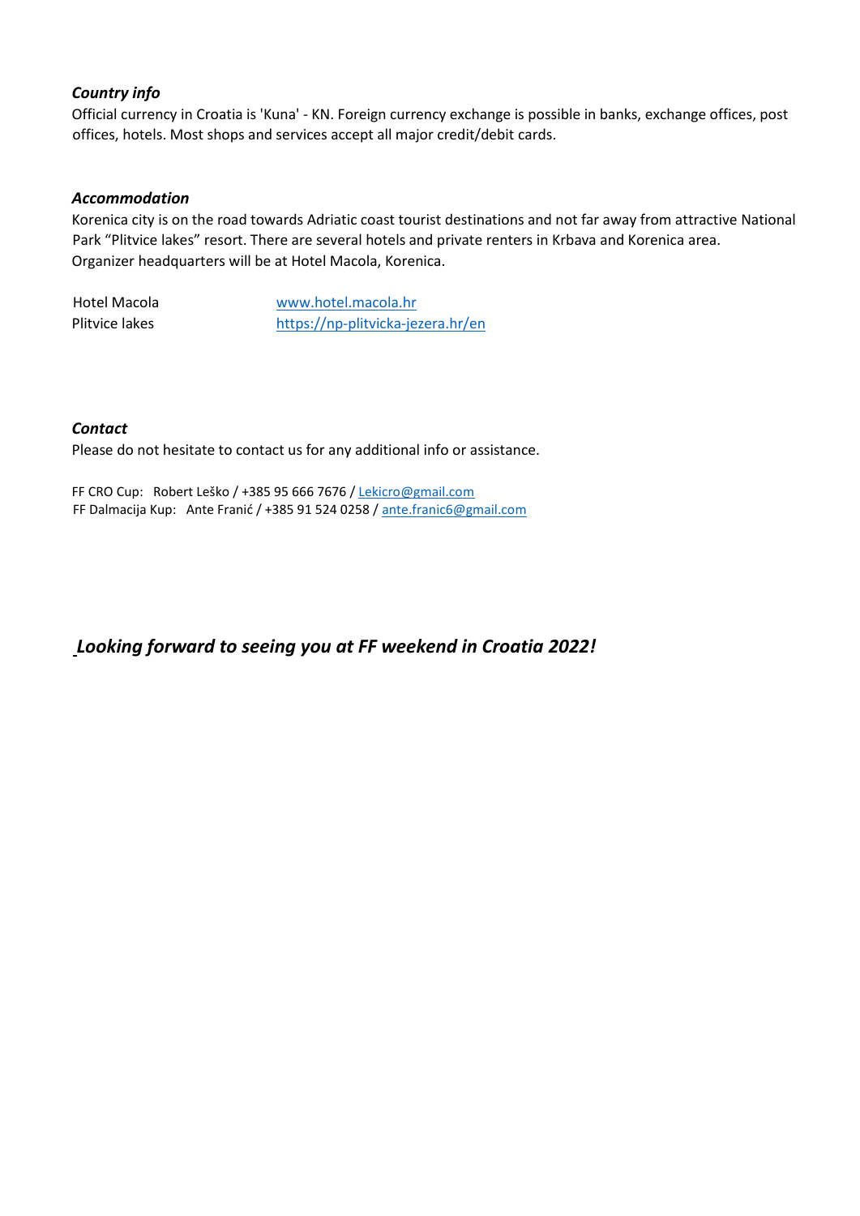***Country info***

Official currency in Croatia is 'Kuna' - KN. Foreign currency exchange is possible in banks, exchange offices, post offices, hotels. Most shops and services accept all major credit/debit cards.

***Accommodation***

Korenica city is on the road towards Adriatic coast tourist destinations and not far away from attractive National Park "Plitvice lakes" resort. There are several hotels and private renters in Krbava and Korenica area.
Organizer headquarters will be at Hotel Macola, Korenica.

| | |
|---|---|
| Hotel Macola | www.hotel.macola.hr |
| Plitvice lakes | https://np-plitvicka-jezera.hr/en |

***Contact***

Please do not hesitate to contact us for any additional info or assistance.

FF CRO Cup: Robert Leško / +385 95 666 7676 / Lekicro@gmail.com
FF Dalmacija Kup: Ante Franić / +385 91 524 0258 / ante.franic6@gmail.com

***Looking forward to seeing you at FF weekend in Croatia 2022!***